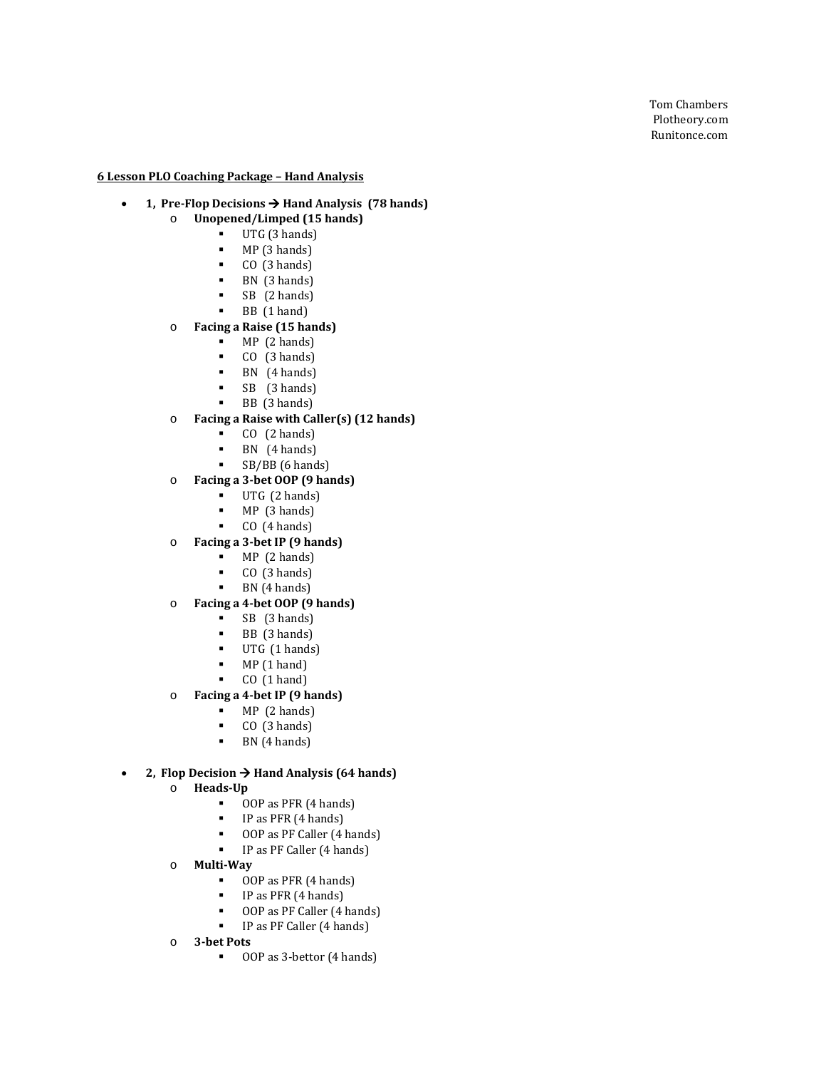Tom Chambers
Plotheory.com
Runitonce.com

**6 Lesson PLO Coaching Package – Hand Analysis**

- **1, Pre-Flop Decisions → Hand Analysis (78 hands)**
  - **Unopened/Limped (15 hands)**
    - UTG (3 hands)
    - MP (3 hands)
    - CO (3 hands)
    - BN (3 hands)
    - SB (2 hands)
    - BB (1 hand)
  - **Facing a Raise (15 hands)**
    - MP (2 hands)
    - CO (3 hands)
    - BN (4 hands)
    - SB (3 hands)
    - BB (3 hands)
  - **Facing a Raise with Caller(s) (12 hands)**
    - CO (2 hands)
    - BN (4 hands)
    - SB/BB (6 hands)
  - **Facing a 3-bet OOP (9 hands)**
    - UTG (2 hands)
    - MP (3 hands)
    - CO (4 hands)
  - **Facing a 3-bet IP (9 hands)**
    - MP (2 hands)
    - CO (3 hands)
    - BN (4 hands)
  - **Facing a 4-bet OOP (9 hands)**
    - SB (3 hands)
    - BB (3 hands)
    - UTG (1 hands)
    - MP (1 hand)
    - CO (1 hand)
  - **Facing a 4-bet IP (9 hands)**
    - MP (2 hands)
    - CO (3 hands)
    - BN (4 hands)

- **2, Flop Decision → Hand Analysis (64 hands)**
  - **Heads-Up**
    - OOP as PFR (4 hands)
    - IP as PFR (4 hands)
    - OOP as PF Caller (4 hands)
    - IP as PF Caller (4 hands)
  - **Multi-Way**
    - OOP as PFR (4 hands)
    - IP as PFR (4 hands)
    - OOP as PF Caller (4 hands)
    - IP as PF Caller (4 hands)
  - **3-bet Pots**
    - OOP as 3-bettor (4 hands)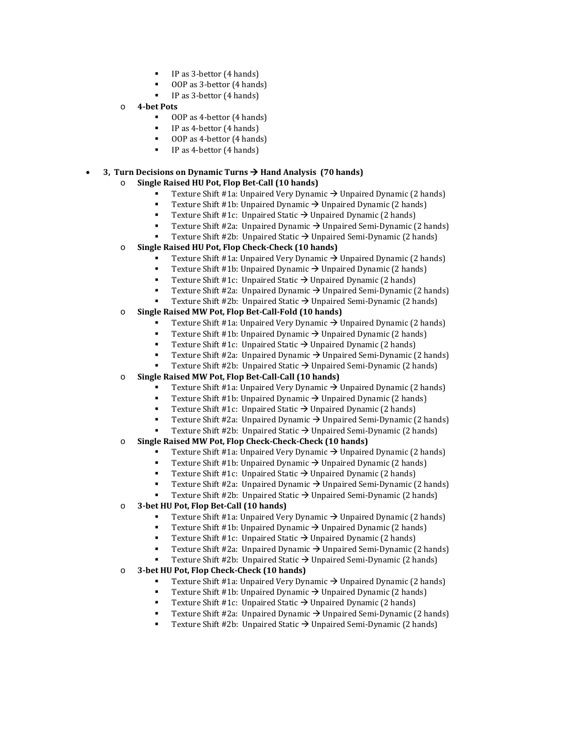- IP as 3-bettor (4 hands)
        - OOP as 3-bettor (4 hands)
        - IP as 3-bettor (4 hands)
    - **4-bet Pots**
        - OOP as 4-bettor (4 hands)
        - IP as 4-bettor (4 hands)
        - OOP as 4-bettor (4 hands)
        - IP as 4-bettor (4 hands)

- **3, Turn Decisions on Dynamic Turns → Hand Analysis (70 hands)**
    - **Single Raised HU Pot, Flop Bet-Call (10 hands)**
        - Texture Shift #1a: Unpaired Very Dynamic → Unpaired Dynamic (2 hands)
        - Texture Shift #1b: Unpaired Dynamic → Unpaired Dynamic (2 hands)
        - Texture Shift #1c: Unpaired Static → Unpaired Dynamic (2 hands)
        - Texture Shift #2a: Unpaired Dynamic → Unpaired Semi-Dynamic (2 hands)
        - Texture Shift #2b: Unpaired Static → Unpaired Semi-Dynamic (2 hands)
    - **Single Raised HU Pot, Flop Check-Check (10 hands)**
        - Texture Shift #1a: Unpaired Very Dynamic → Unpaired Dynamic (2 hands)
        - Texture Shift #1b: Unpaired Dynamic → Unpaired Dynamic (2 hands)
        - Texture Shift #1c: Unpaired Static → Unpaired Dynamic (2 hands)
        - Texture Shift #2a: Unpaired Dynamic → Unpaired Semi-Dynamic (2 hands)
        - Texture Shift #2b: Unpaired Static → Unpaired Semi-Dynamic (2 hands)
    - **Single Raised MW Pot, Flop Bet-Call-Fold (10 hands)**
        - Texture Shift #1a: Unpaired Very Dynamic → Unpaired Dynamic (2 hands)
        - Texture Shift #1b: Unpaired Dynamic → Unpaired Dynamic (2 hands)
        - Texture Shift #1c: Unpaired Static → Unpaired Dynamic (2 hands)
        - Texture Shift #2a: Unpaired Dynamic → Unpaired Semi-Dynamic (2 hands)
        - Texture Shift #2b: Unpaired Static → Unpaired Semi-Dynamic (2 hands)
    - **Single Raised MW Pot, Flop Bet-Call-Call (10 hands)**
        - Texture Shift #1a: Unpaired Very Dynamic → Unpaired Dynamic (2 hands)
        - Texture Shift #1b: Unpaired Dynamic → Unpaired Dynamic (2 hands)
        - Texture Shift #1c: Unpaired Static → Unpaired Dynamic (2 hands)
        - Texture Shift #2a: Unpaired Dynamic → Unpaired Semi-Dynamic (2 hands)
        - Texture Shift #2b: Unpaired Static → Unpaired Semi-Dynamic (2 hands)
    - **Single Raised MW Pot, Flop Check-Check-Check (10 hands)**
        - Texture Shift #1a: Unpaired Very Dynamic → Unpaired Dynamic (2 hands)
        - Texture Shift #1b: Unpaired Dynamic → Unpaired Dynamic (2 hands)
        - Texture Shift #1c: Unpaired Static → Unpaired Dynamic (2 hands)
        - Texture Shift #2a: Unpaired Dynamic → Unpaired Semi-Dynamic (2 hands)
        - Texture Shift #2b: Unpaired Static → Unpaired Semi-Dynamic (2 hands)
    - **3-bet HU Pot, Flop Bet-Call (10 hands)**
        - Texture Shift #1a: Unpaired Very Dynamic → Unpaired Dynamic (2 hands)
        - Texture Shift #1b: Unpaired Dynamic → Unpaired Dynamic (2 hands)
        - Texture Shift #1c: Unpaired Static → Unpaired Dynamic (2 hands)
        - Texture Shift #2a: Unpaired Dynamic → Unpaired Semi-Dynamic (2 hands)
        - Texture Shift #2b: Unpaired Static → Unpaired Semi-Dynamic (2 hands)
    - **3-bet HU Pot, Flop Check-Check (10 hands)**
        - Texture Shift #1a: Unpaired Very Dynamic → Unpaired Dynamic (2 hands)
        - Texture Shift #1b: Unpaired Dynamic → Unpaired Dynamic (2 hands)
        - Texture Shift #1c: Unpaired Static → Unpaired Dynamic (2 hands)
        - Texture Shift #2a: Unpaired Dynamic → Unpaired Semi-Dynamic (2 hands)
        - Texture Shift #2b: Unpaired Static → Unpaired Semi-Dynamic (2 hands)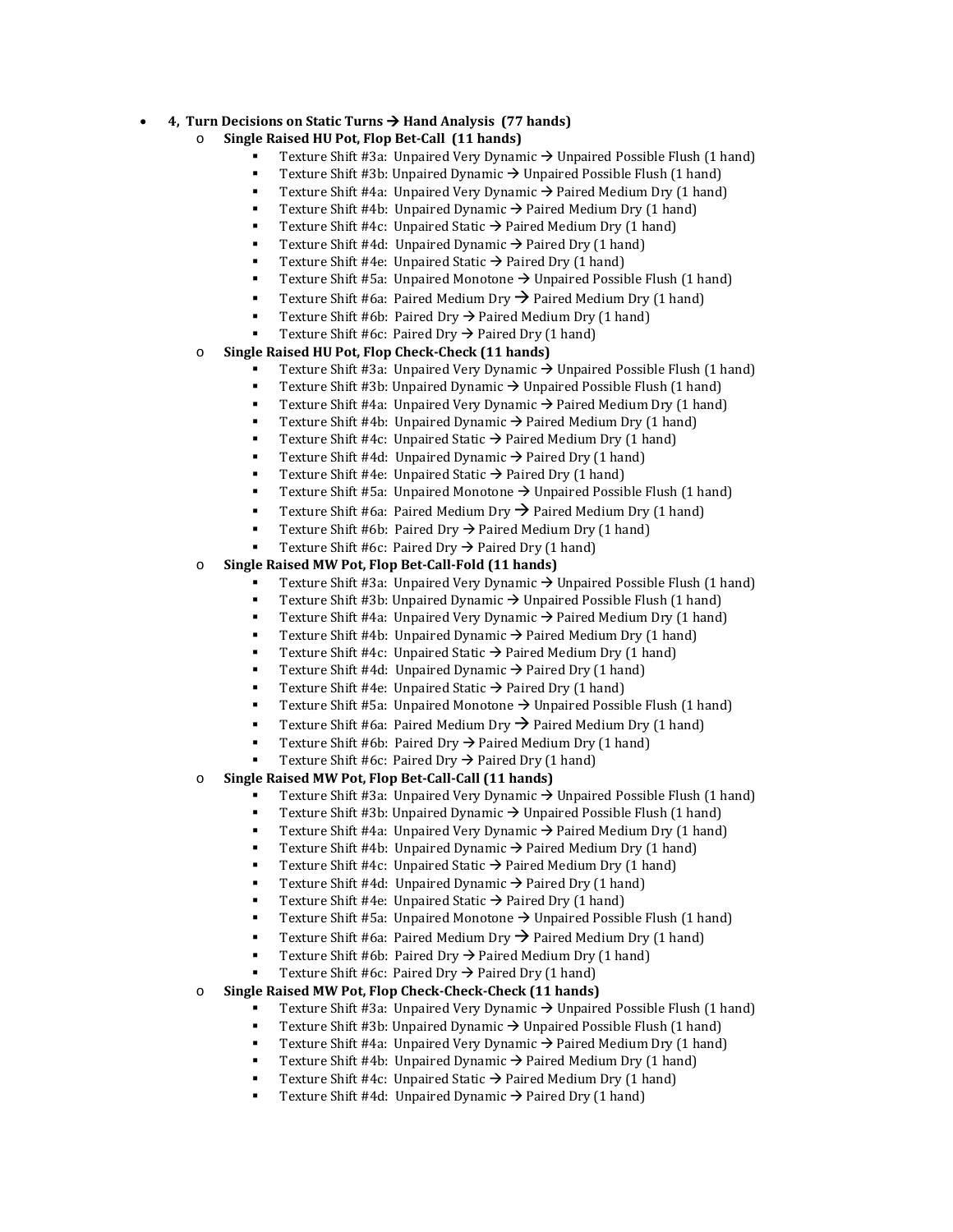- **4, Turn Decisions on Static Turns → Hand Analysis (77 hands)**
  - **Single Raised HU Pot, Flop Bet-Call (11 hands)**
    - Texture Shift #3a: Unpaired Very Dynamic → Unpaired Possible Flush (1 hand)
    - Texture Shift #3b: Unpaired Dynamic → Unpaired Possible Flush (1 hand)
    - Texture Shift #4a: Unpaired Very Dynamic → Paired Medium Dry (1 hand)
    - Texture Shift #4b: Unpaired Dynamic → Paired Medium Dry (1 hand)
    - Texture Shift #4c: Unpaired Static → Paired Medium Dry (1 hand)
    - Texture Shift #4d: Unpaired Dynamic → Paired Dry (1 hand)
    - Texture Shift #4e: Unpaired Static → Paired Dry (1 hand)
    - Texture Shift #5a: Unpaired Monotone → Unpaired Possible Flush (1 hand)
    - Texture Shift #6a: Paired Medium Dry → Paired Medium Dry (1 hand)
    - Texture Shift #6b: Paired Dry → Paired Medium Dry (1 hand)
    - Texture Shift #6c: Paired Dry → Paired Dry (1 hand)
  - **Single Raised HU Pot, Flop Check-Check (11 hands)**
    - Texture Shift #3a: Unpaired Very Dynamic → Unpaired Possible Flush (1 hand)
    - Texture Shift #3b: Unpaired Dynamic → Unpaired Possible Flush (1 hand)
    - Texture Shift #4a: Unpaired Very Dynamic → Paired Medium Dry (1 hand)
    - Texture Shift #4b: Unpaired Dynamic → Paired Medium Dry (1 hand)
    - Texture Shift #4c: Unpaired Static → Paired Medium Dry (1 hand)
    - Texture Shift #4d: Unpaired Dynamic → Paired Dry (1 hand)
    - Texture Shift #4e: Unpaired Static → Paired Dry (1 hand)
    - Texture Shift #5a: Unpaired Monotone → Unpaired Possible Flush (1 hand)
    - Texture Shift #6a: Paired Medium Dry → Paired Medium Dry (1 hand)
    - Texture Shift #6b: Paired Dry → Paired Medium Dry (1 hand)
    - Texture Shift #6c: Paired Dry → Paired Dry (1 hand)
  - **Single Raised MW Pot, Flop Bet-Call-Fold (11 hands)**
    - Texture Shift #3a: Unpaired Very Dynamic → Unpaired Possible Flush (1 hand)
    - Texture Shift #3b: Unpaired Dynamic → Unpaired Possible Flush (1 hand)
    - Texture Shift #4a: Unpaired Very Dynamic → Paired Medium Dry (1 hand)
    - Texture Shift #4b: Unpaired Dynamic → Paired Medium Dry (1 hand)
    - Texture Shift #4c: Unpaired Static → Paired Medium Dry (1 hand)
    - Texture Shift #4d: Unpaired Dynamic → Paired Dry (1 hand)
    - Texture Shift #4e: Unpaired Static → Paired Dry (1 hand)
    - Texture Shift #5a: Unpaired Monotone → Unpaired Possible Flush (1 hand)
    - Texture Shift #6a: Paired Medium Dry → Paired Medium Dry (1 hand)
    - Texture Shift #6b: Paired Dry → Paired Medium Dry (1 hand)
    - Texture Shift #6c: Paired Dry → Paired Dry (1 hand)
  - **Single Raised MW Pot, Flop Bet-Call-Call (11 hands)**
    - Texture Shift #3a: Unpaired Very Dynamic → Unpaired Possible Flush (1 hand)
    - Texture Shift #3b: Unpaired Dynamic → Unpaired Possible Flush (1 hand)
    - Texture Shift #4a: Unpaired Very Dynamic → Paired Medium Dry (1 hand)
    - Texture Shift #4b: Unpaired Dynamic → Paired Medium Dry (1 hand)
    - Texture Shift #4c: Unpaired Static → Paired Medium Dry (1 hand)
    - Texture Shift #4d: Unpaired Dynamic → Paired Dry (1 hand)
    - Texture Shift #4e: Unpaired Static → Paired Dry (1 hand)
    - Texture Shift #5a: Unpaired Monotone → Unpaired Possible Flush (1 hand)
    - Texture Shift #6a: Paired Medium Dry → Paired Medium Dry (1 hand)
    - Texture Shift #6b: Paired Dry → Paired Medium Dry (1 hand)
    - Texture Shift #6c: Paired Dry → Paired Dry (1 hand)
  - **Single Raised MW Pot, Flop Check-Check-Check (11 hands)**
    - Texture Shift #3a: Unpaired Very Dynamic → Unpaired Possible Flush (1 hand)
    - Texture Shift #3b: Unpaired Dynamic → Unpaired Possible Flush (1 hand)
    - Texture Shift #4a: Unpaired Very Dynamic → Paired Medium Dry (1 hand)
    - Texture Shift #4b: Unpaired Dynamic → Paired Medium Dry (1 hand)
    - Texture Shift #4c: Unpaired Static → Paired Medium Dry (1 hand)
    - Texture Shift #4d: Unpaired Dynamic → Paired Dry (1 hand)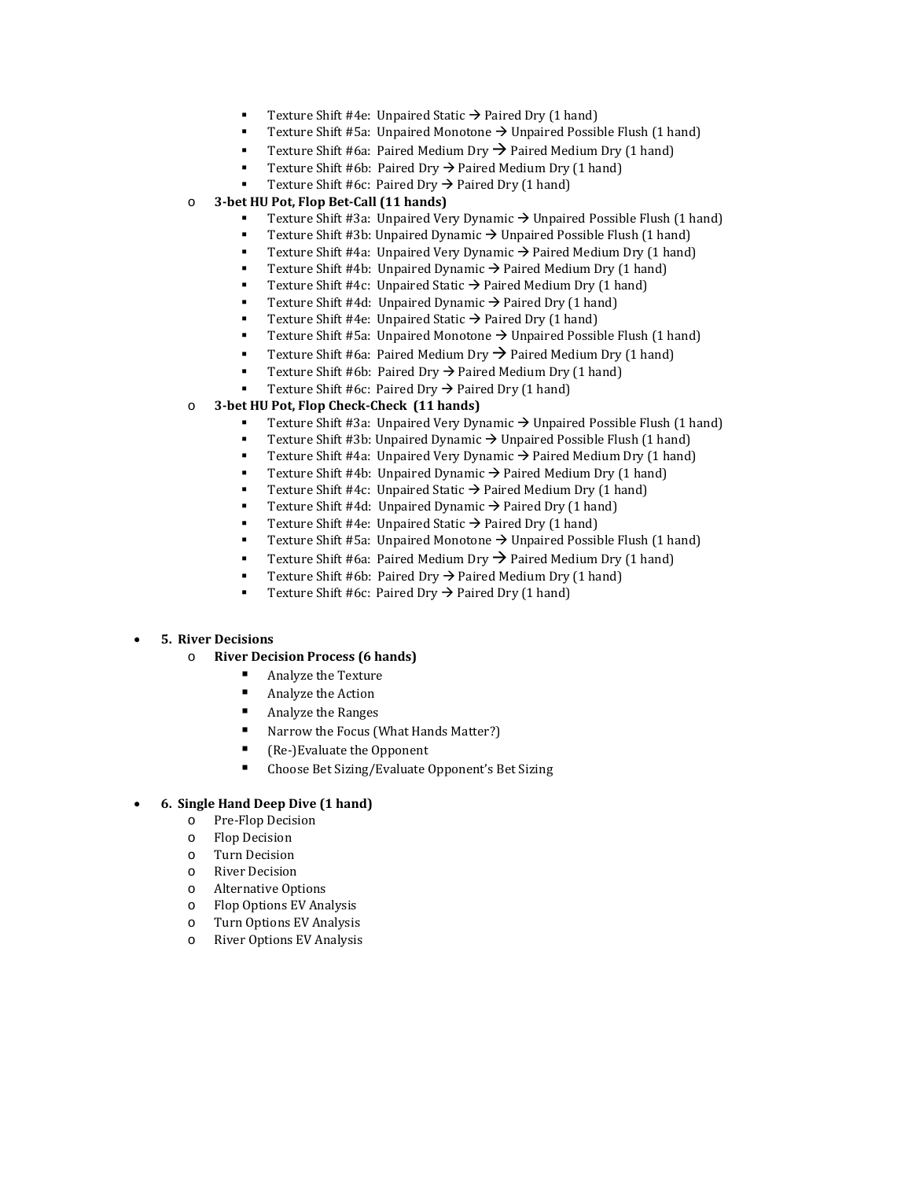- Texture Shift #4e: Unpaired Static → Paired Dry (1 hand)
        - Texture Shift #5a: Unpaired Monotone → Unpaired Possible Flush (1 hand)
        - Texture Shift #6a: Paired Medium Dry → Paired Medium Dry (1 hand)
        - Texture Shift #6b: Paired Dry → Paired Medium Dry (1 hand)
        - Texture Shift #6c: Paired Dry → Paired Dry (1 hand)
    - **3-bet HU Pot, Flop Bet-Call (11 hands)**
        - Texture Shift #3a: Unpaired Very Dynamic → Unpaired Possible Flush (1 hand)
        - Texture Shift #3b: Unpaired Dynamic → Unpaired Possible Flush (1 hand)
        - Texture Shift #4a: Unpaired Very Dynamic → Paired Medium Dry (1 hand)
        - Texture Shift #4b: Unpaired Dynamic → Paired Medium Dry (1 hand)
        - Texture Shift #4c: Unpaired Static → Paired Medium Dry (1 hand)
        - Texture Shift #4d: Unpaired Dynamic → Paired Dry (1 hand)
        - Texture Shift #4e: Unpaired Static → Paired Dry (1 hand)
        - Texture Shift #5a: Unpaired Monotone → Unpaired Possible Flush (1 hand)
        - Texture Shift #6a: Paired Medium Dry → Paired Medium Dry (1 hand)
        - Texture Shift #6b: Paired Dry → Paired Medium Dry (1 hand)
        - Texture Shift #6c: Paired Dry → Paired Dry (1 hand)
    - **3-bet HU Pot, Flop Check-Check (11 hands)**
        - Texture Shift #3a: Unpaired Very Dynamic → Unpaired Possible Flush (1 hand)
        - Texture Shift #3b: Unpaired Dynamic → Unpaired Possible Flush (1 hand)
        - Texture Shift #4a: Unpaired Very Dynamic → Paired Medium Dry (1 hand)
        - Texture Shift #4b: Unpaired Dynamic → Paired Medium Dry (1 hand)
        - Texture Shift #4c: Unpaired Static → Paired Medium Dry (1 hand)
        - Texture Shift #4d: Unpaired Dynamic → Paired Dry (1 hand)
        - Texture Shift #4e: Unpaired Static → Paired Dry (1 hand)
        - Texture Shift #5a: Unpaired Monotone → Unpaired Possible Flush (1 hand)
        - Texture Shift #6a: Paired Medium Dry → Paired Medium Dry (1 hand)
        - Texture Shift #6b: Paired Dry → Paired Medium Dry (1 hand)
        - Texture Shift #6c: Paired Dry → Paired Dry (1 hand)

- **5. River Decisions**
    - **River Decision Process (6 hands)**
        - Analyze the Texture
        - Analyze the Action
        - Analyze the Ranges
        - Narrow the Focus (What Hands Matter?)
        - (Re-)Evaluate the Opponent
        - Choose Bet Sizing/Evaluate Opponent's Bet Sizing

- **6. Single Hand Deep Dive (1 hand)**
    - Pre-Flop Decision
    - Flop Decision
    - Turn Decision
    - River Decision
    - Alternative Options
    - Flop Options EV Analysis
    - Turn Options EV Analysis
    - River Options EV Analysis